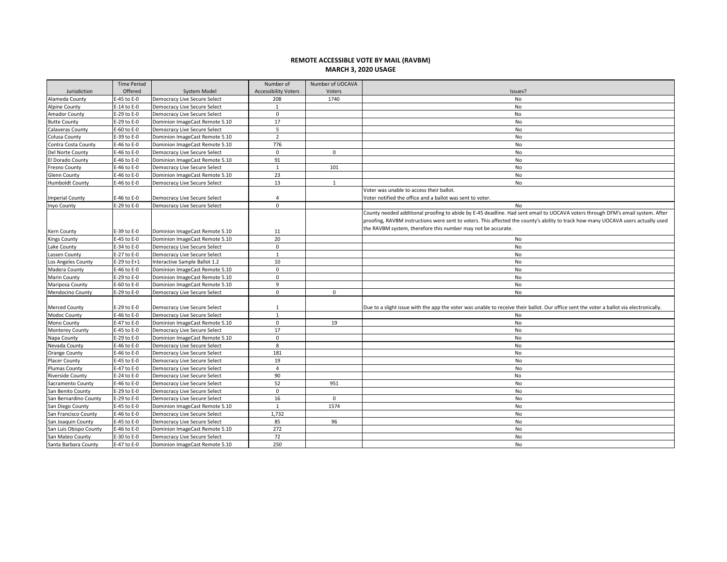## REMOTE ACCESSIBLE VOTE BY MAIL (RAVBM)
## MARCH 3, 2020 USAGE

| Jurisdiction | Time Period Offered | System Model | Number of Accessibility Voters | Number of UOCAVA Voters | Issues? |
|---|---|---|---|---|---|
| Alameda County | E-45 to E-0 | Democracy Live Secure Select | 208 | 1740 | No |
| Alpine County | E-14 to E-0 | Democracy Live Secure Select | 1 | | No |
| Amador County | E-29 to E-0 | Democracy Live Secure Select | 0 | | No |
| Butte County | E-29 to E-0 | Dominion ImageCast Remote 5.10 | 17 | | No |
| Calaveras County | E-60 to E-0 | Democracy Live Secure Select | 5 | | No |
| Colusa County | E-39 to E-0 | Dominion ImageCast Remote 5.10 | 2 | | No |
| Contra Costa County | E-46 to E-0 | Dominion ImageCast Remote 5.10 | 776 | | No |
| Del Norte County | E-46 to E-0 | Democracy Live Secure Select | 0 | 0 | No |
| El Dorado County | E-46 to E-0 | Dominion ImageCast Remote 5.10 | 91 | | No |
| Fresno County | E-46 to E-0 | Democracy Live Secure Select | 1 | 101 | No |
| Glenn County | E-46 to E-0 | Dominion ImageCast Remote 5.10 | 23 | | No |
| Humboldt County | E-46 to E-0 | Democracy Live Secure Select | 13 | 1 | No |
| Imperial County | E-46 to E-0 | Democracy Live Secure Select | 4 | | Voter was unable to access their ballot. Voter notified the office and a ballot was sent to voter. |
| Inyo County | E-29 to E-0 | Democracy Live Secure Select | 0 | | No |
| Kern County | E-39 to E-0 | Dominion ImageCast Remote 5.10 | 11 | | County needed additional proofing to abide by E-45 deadline. Had sent email to UOCAVA voters through DFM's email system. After proofing, RAVBM instructions were sent to voters. This affected the county's ability to track how many UOCAVA users actually used the RAVBM system, therefore this number may not be accurate. |
| Kings County | E-45 to E-0 | Dominion ImageCast Remote 5.10 | 20 | | No |
| Lake County | E-34 to E-0 | Democracy Live Secure Select | 0 | | No |
| Lassen County | E-27 to E-0 | Democracy Live Secure Select | 1 | | No |
| Los Angeles County | E-29 to E+1 | Interactive Sample Ballot 1.2 | 10 | | No |
| Madera County | E-46 to E-0 | Dominion ImageCast Remote 5.10 | 0 | | No |
| Marin County | E-29 to E-0 | Dominion ImageCast Remote 5.10 | 0 | | No |
| Mariposa County | E-60 to E-0 | Dominion ImageCast Remote 5.10 | 9 | | No |
| Mendocino County | E-29 to E-0 | Democracy Live Secure Select | 0 | 0 | No |
| Merced County | E-29 to E-0 | Democracy Live Secure Select | 1 | | Due to a slight issue with the app the voter was unable to receive their ballot. Our office sent the voter a ballot via electronically. |
| Modoc County | E-46 to E-0 | Democracy Live Secure Select | 1 | | No |
| Mono County | E-47 to E-0 | Dominion ImageCast Remote 5.10 | 0 | 19 | No |
| Monterey County | E-45 to E-0 | Democracy Live Secure Select | 17 | | No |
| Napa County | E-29 to E-0 | Dominion ImageCast Remote 5.10 | 0 | | No |
| Nevada County | E-46 to E-0 | Democracy Live Secure Select | 8 | | No |
| Orange County | E-46 to E-0 | Democracy Live Secure Select | 181 | | No |
| Placer County | E-45 to E-0 | Democracy Live Secure Select | 19 | | No |
| Plumas County | E-47 to E-0 | Democracy Live Secure Select | 4 | | No |
| Riverside County | E-24 to E-0 | Democracy Live Secure Select | 90 | | No |
| Sacramento County | E-46 to E-0 | Democracy Live Secure Select | 52 | 951 | No |
| San Benito County | E-29 to E-0 | Democracy Live Secure Select | 0 | | No |
| San Bernardino County | E-29 to E-0 | Democracy Live Secure Select | 16 | 0 | No |
| San Diego County | E-45 to E-0 | Dominion ImageCast Remote 5.10 | 1 | 1574 | No |
| San Francisco County | E-46 to E-0 | Democracy Live Secure Select | 1,732 | | No |
| San Joaquin County | E-45 to E-0 | Democracy Live Secure Select | 85 | 96 | No |
| San Luis Obispo County | E-46 to E-0 | Dominion ImageCast Remote 5.10 | 272 | | No |
| San Mateo County | E-30 to E-0 | Democracy Live Secure Select | 72 | | No |
| Santa Barbara County | E-47 to E-0 | Dominion ImageCast Remote 5.10 | 250 | | No |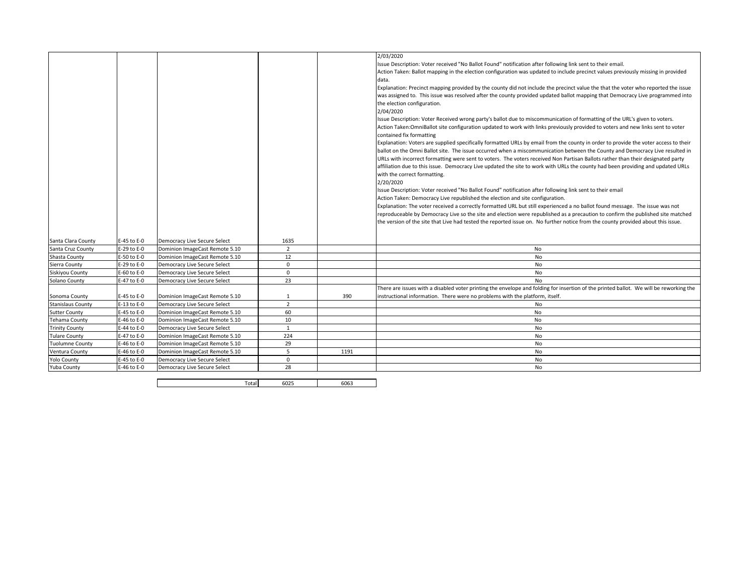| | | | | | |
|---|---|---|---|---|---|
| | | | | | 2/03/2020<br>Issue Description: Voter received "No Ballot Found" notification after following link sent to their email.<br>Action Taken: Ballot mapping in the election configuration was updated to include precinct values previously missing in provided data.<br>Explanation: Precinct mapping provided by the county did not include the precinct value the that the voter who reported the issue was assigned to. This issue was resolved after the county provided updated ballot mapping that Democracy Live programmed into the election configuration.<br>2/04/2020<br>Issue Description: Voter Received wrong party's ballot due to miscommunication of formatting of the URL's given to voters.<br>Action Taken:OmniBallot site configuration updated to work with links previously provided to voters and new links sent to voter contained fix formatting<br>Explanation: Voters are supplied specifically formatted URLs by email from the county in order to provide the voter access to their ballot on the Omni Ballot site. The issue occurred when a miscommunication between the County and Democracy Live resulted in URLs with incorrect formatting were sent to voters. The voters received Non Partisan Ballots rather than their designated party affiliation due to this issue. Democracy Live updated the site to work with URLs the county had been providing and updated URLs with the correct formatting.<br>2/20/2020<br>Issue Description: Voter received "No Ballot Found" notification after following link sent to their email<br>Action Taken: Democracy Live republished the election and site configuration.<br>Explanation: The voter received a correctly formatted URL but still experienced a no ballot found message. The issue was not reproduceable by Democracy Live so the site and election were republished as a precaution to confirm the published site matched the version of the site that Live had tested the reported issue on. No further notice from the county provided about this issue. |
| Santa Clara County | E-45 to E-0 | Democracy Live Secure Select | 1635 | | |
| Santa Cruz County | E-29 to E-0 | Dominion ImageCast Remote 5.10 | 2 | | No |
| Shasta County | E-50 to E-0 | Dominion ImageCast Remote 5.10 | 12 | | No |
| Sierra County | E-29 to E-0 | Democracy Live Secure Select | 0 | | No |
| Siskiyou County | E-60 to E-0 | Democracy Live Secure Select | 0 | | No |
| Solano County | E-47 to E-0 | Democracy Live Secure Select | 23 | | No |
| Sonoma County | E-45 to E-0 | Dominion ImageCast Remote 5.10 | 1 | 390 | There are issues with a disabled voter printing the envelope and folding for insertion of the printed ballot. We will be reworking the instructional information. There were no problems with the platform, itself. |
| Stanislaus County | E-13 to E-0 | Democracy Live Secure Select | 2 | | No |
| Sutter County | E-45 to E-0 | Dominion ImageCast Remote 5.10 | 60 | | No |
| Tehama County | E-46 to E-0 | Dominion ImageCast Remote 5.10 | 10 | | No |
| Trinity County | E-44 to E-0 | Democracy Live Secure Select | 1 | | No |
| Tulare County | E-47 to E-0 | Dominion ImageCast Remote 5.10 | 224 | | No |
| Tuolumne County | E-46 to E-0 | Dominion ImageCast Remote 5.10 | 29 | | No |
| Ventura County | E-46 to E-0 | Dominion ImageCast Remote 5.10 | 5 | 1191 | No |
| Yolo County | E-45 to E-0 | Democracy Live Secure Select | 0 | | No |
| Yuba County | E-46 to E-0 | Democracy Live Secure Select | 28 | | No |
| | | Total | 6025 | 6063 | |